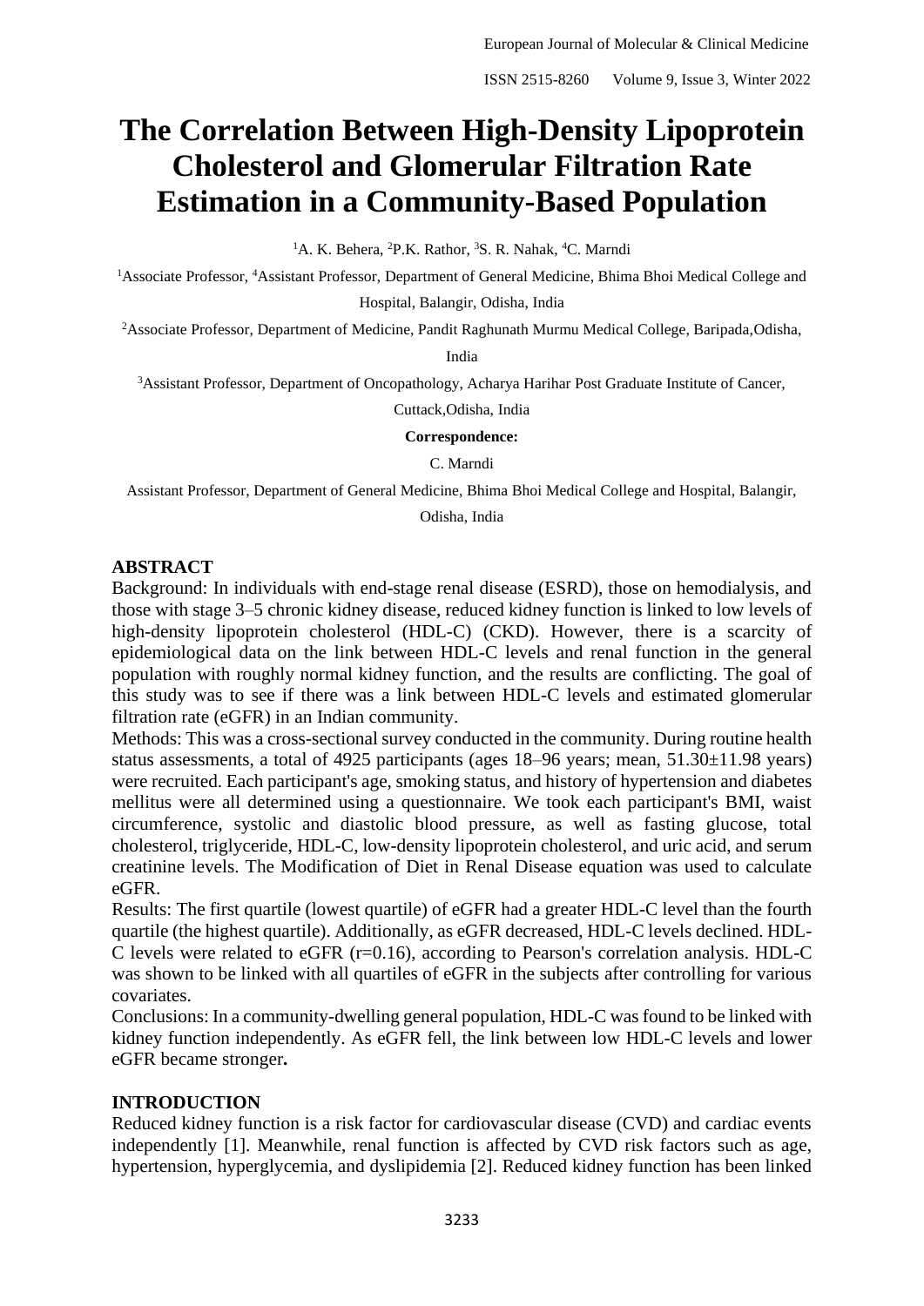# The Correlation Between High-Density Lipoprotein Cholesterol and Glomerular Filtration Rate Estimation in a Community-Based Population

[1]A. K. Behera, [2]P.K. Rathor, [3]S. R. Nahak, [4]C. Marndi

[1]Associate Professor, [4]Assistant Professor, Department of General Medicine, Bhima Bhoi Medical College and Hospital, Balangir, Odisha, India

[2]Associate Professor, Department of Medicine, Pandit Raghunath Murmu Medical College, Baripada,Odisha, India

[3]Assistant Professor, Department of Oncopathology, Acharya Harihar Post Graduate Institute of Cancer, Cuttack,Odisha, India

**Correspondence:**

C. Marndi

Assistant Professor, Department of General Medicine, Bhima Bhoi Medical College and Hospital, Balangir, Odisha, India

## ABSTRACT

Background: In individuals with end-stage renal disease (ESRD), those on hemodialysis, and those with stage 3–5 chronic kidney disease, reduced kidney function is linked to low levels of high-density lipoprotein cholesterol (HDL-C) (CKD). However, there is a scarcity of epidemiological data on the link between HDL-C levels and renal function in the general population with roughly normal kidney function, and the results are conflicting. The goal of this study was to see if there was a link between HDL-C levels and estimated glomerular filtration rate (eGFR) in an Indian community.

Methods: This was a cross-sectional survey conducted in the community. During routine health status assessments, a total of 4925 participants (ages 18–96 years; mean, 51.30±11.98 years) were recruited. Each participant's age, smoking status, and history of hypertension and diabetes mellitus were all determined using a questionnaire. We took each participant's BMI, waist circumference, systolic and diastolic blood pressure, as well as fasting glucose, total cholesterol, triglyceride, HDL-C, low-density lipoprotein cholesterol, and uric acid, and serum creatinine levels. The Modification of Diet in Renal Disease equation was used to calculate eGFR.

Results: The first quartile (lowest quartile) of eGFR had a greater HDL-C level than the fourth quartile (the highest quartile). Additionally, as eGFR decreased, HDL-C levels declined. HDL-C levels were related to eGFR (r=0.16), according to Pearson's correlation analysis. HDL-C was shown to be linked with all quartiles of eGFR in the subjects after controlling for various covariates.

Conclusions: In a community-dwelling general population, HDL-C was found to be linked with kidney function independently. As eGFR fell, the link between low HDL-C levels and lower eGFR became stronger**.**

## INTRODUCTION

Reduced kidney function is a risk factor for cardiovascular disease (CVD) and cardiac events independently [1]. Meanwhile, renal function is affected by CVD risk factors such as age, hypertension, hyperglycemia, and dyslipidemia [2]. Reduced kidney function has been linked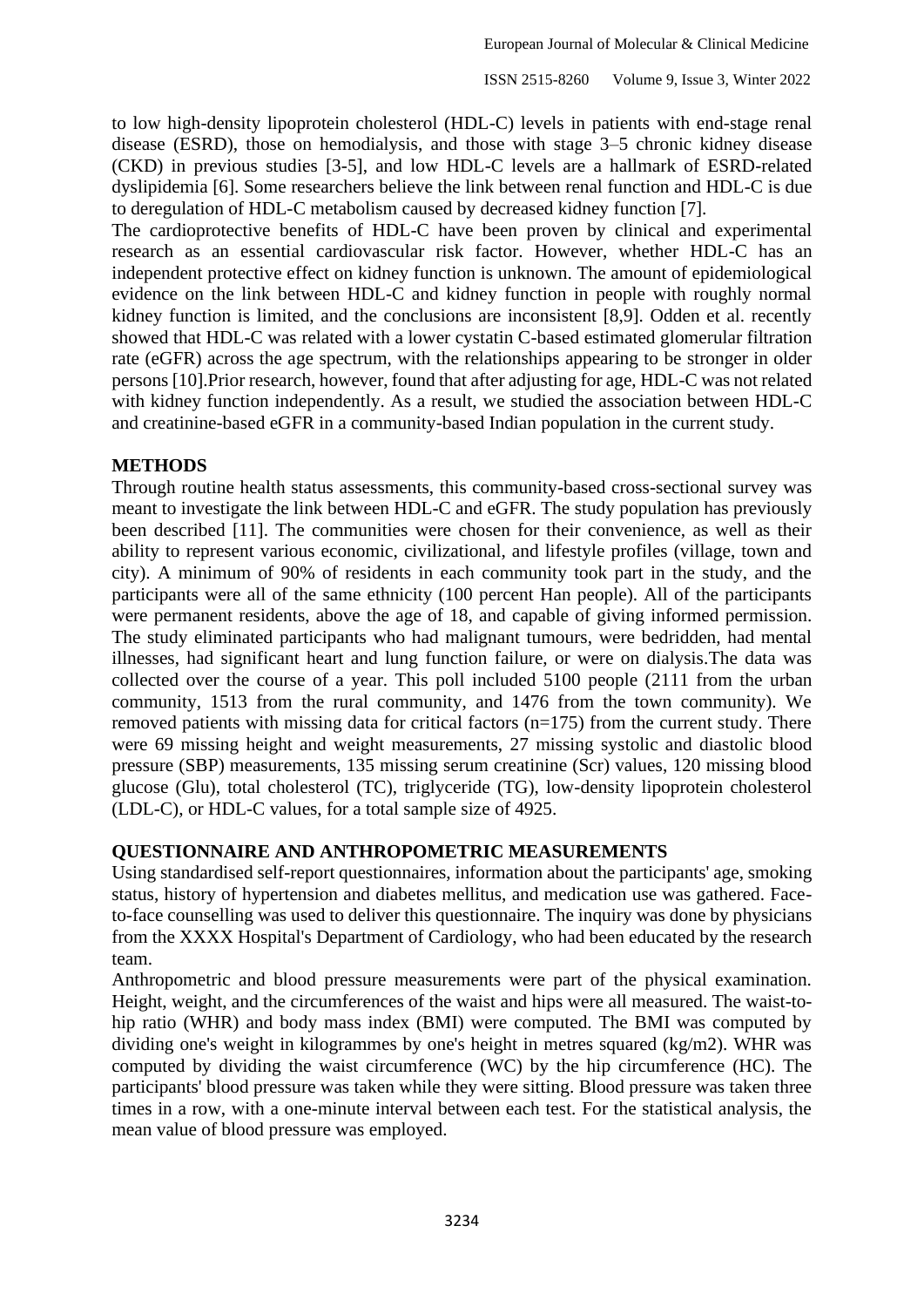to low high-density lipoprotein cholesterol (HDL-C) levels in patients with end-stage renal disease (ESRD), those on hemodialysis, and those with stage 3–5 chronic kidney disease (CKD) in previous studies [3-5], and low HDL-C levels are a hallmark of ESRD-related dyslipidemia [6]. Some researchers believe the link between renal function and HDL-C is due to deregulation of HDL-C metabolism caused by decreased kidney function [7].

The cardioprotective benefits of HDL-C have been proven by clinical and experimental research as an essential cardiovascular risk factor. However, whether HDL-C has an independent protective effect on kidney function is unknown. The amount of epidemiological evidence on the link between HDL-C and kidney function in people with roughly normal kidney function is limited, and the conclusions are inconsistent [8,9]. Odden et al. recently showed that HDL-C was related with a lower cystatin C-based estimated glomerular filtration rate (eGFR) across the age spectrum, with the relationships appearing to be stronger in older persons [10].Prior research, however, found that after adjusting for age, HDL-C was not related with kidney function independently. As a result, we studied the association between HDL-C and creatinine-based eGFR in a community-based Indian population in the current study.

## METHODS

Through routine health status assessments, this community-based cross-sectional survey was meant to investigate the link between HDL-C and eGFR. The study population has previously been described [11]. The communities were chosen for their convenience, as well as their ability to represent various economic, civilizational, and lifestyle profiles (village, town and city). A minimum of 90% of residents in each community took part in the study, and the participants were all of the same ethnicity (100 percent Han people). All of the participants were permanent residents, above the age of 18, and capable of giving informed permission. The study eliminated participants who had malignant tumours, were bedridden, had mental illnesses, had significant heart and lung function failure, or were on dialysis.The data was collected over the course of a year. This poll included 5100 people (2111 from the urban community, 1513 from the rural community, and 1476 from the town community). We removed patients with missing data for critical factors (n=175) from the current study. There were 69 missing height and weight measurements, 27 missing systolic and diastolic blood pressure (SBP) measurements, 135 missing serum creatinine (Scr) values, 120 missing blood glucose (Glu), total cholesterol (TC), triglyceride (TG), low-density lipoprotein cholesterol (LDL-C), or HDL-C values, for a total sample size of 4925.

## QUESTIONNAIRE AND ANTHROPOMETRIC MEASUREMENTS

Using standardised self-report questionnaires, information about the participants' age, smoking status, history of hypertension and diabetes mellitus, and medication use was gathered. Face-to-face counselling was used to deliver this questionnaire. The inquiry was done by physicians from the XXXX Hospital's Department of Cardiology, who had been educated by the research team.

Anthropometric and blood pressure measurements were part of the physical examination. Height, weight, and the circumferences of the waist and hips were all measured. The waist-to-hip ratio (WHR) and body mass index (BMI) were computed. The BMI was computed by dividing one's weight in kilogrammes by one's height in metres squared ($kg/m^2$). WHR was computed by dividing the waist circumference (WC) by the hip circumference (HC). The participants' blood pressure was taken while they were sitting. Blood pressure was taken three times in a row, with a one-minute interval between each test. For the statistical analysis, the mean value of blood pressure was employed.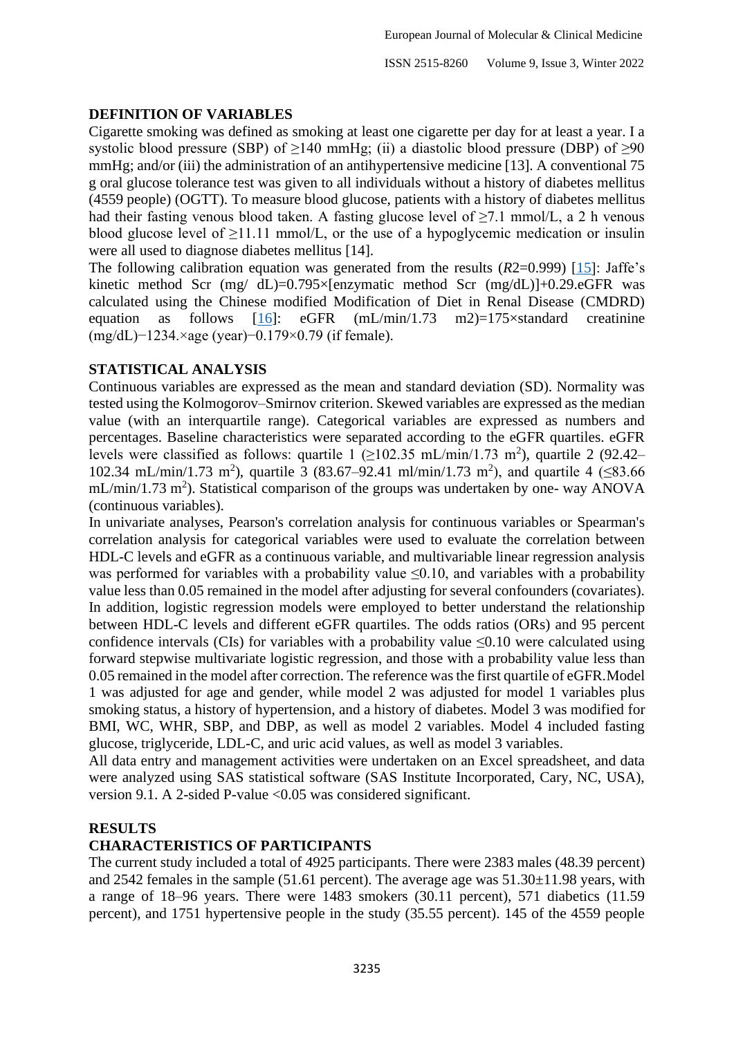## DEFINITION OF VARIABLES

Cigarette smoking was defined as smoking at least one cigarette per day for at least a year. I a systolic blood pressure (SBP) of ≥140 mmHg; (ii) a diastolic blood pressure (DBP) of ≥90 mmHg; and/or (iii) the administration of an antihypertensive medicine [13]. A conventional 75 g oral glucose tolerance test was given to all individuals without a history of diabetes mellitus (4559 people) (OGTT). To measure blood glucose, patients with a history of diabetes mellitus had their fasting venous blood taken. A fasting glucose level of ≥7.1 mmol/L, a 2 h venous blood glucose level of ≥11.11 mmol/L, or the use of a hypoglycemic medication or insulin were all used to diagnose diabetes mellitus [14].

The following calibration equation was generated from the results (*R*2=0.999) [15]: Jaffe's kinetic method Scr (mg/ dL)=0.795×[enzymatic method Scr (mg/dL)]+0.29.eGFR was calculated using the Chinese modified Modification of Diet in Renal Disease (CMDRD) equation as follows [16]: eGFR (mL/min/1.73 m2)=175×standard creatinine (mg/dL)−1234.×age (year)−0.179×0.79 (if female).

## STATISTICAL ANALYSIS

Continuous variables are expressed as the mean and standard deviation (SD). Normality was tested using the Kolmogorov–Smirnov criterion. Skewed variables are expressed as the median value (with an interquartile range). Categorical variables are expressed as numbers and percentages. Baseline characteristics were separated according to the eGFR quartiles. eGFR levels were classified as follows: quartile 1 (≥102.35 mL/min/1.73 $m^2$), quartile 2 (92.42–102.34 mL/min/1.73 $m^2$), quartile 3 (83.67–92.41 ml/min/1.73 $m^2$), and quartile 4 (≤83.66 mL/min/1.73 $m^2$). Statistical comparison of the groups was undertaken by one- way ANOVA (continuous variables).

In univariate analyses, Pearson's correlation analysis for continuous variables or Spearman's correlation analysis for categorical variables were used to evaluate the correlation between HDL-C levels and eGFR as a continuous variable, and multivariable linear regression analysis was performed for variables with a probability value ≤0.10, and variables with a probability value less than 0.05 remained in the model after adjusting for several confounders (covariates). In addition, logistic regression models were employed to better understand the relationship between HDL-C levels and different eGFR quartiles. The odds ratios (ORs) and 95 percent confidence intervals (CIs) for variables with a probability value ≤0.10 were calculated using forward stepwise multivariate logistic regression, and those with a probability value less than 0.05 remained in the model after correction. The reference was the first quartile of eGFR.Model 1 was adjusted for age and gender, while model 2 was adjusted for model 1 variables plus smoking status, a history of hypertension, and a history of diabetes. Model 3 was modified for BMI, WC, WHR, SBP, and DBP, as well as model 2 variables. Model 4 included fasting glucose, triglyceride, LDL-C, and uric acid values, as well as model 3 variables.

All data entry and management activities were undertaken on an Excel spreadsheet, and data were analyzed using SAS statistical software (SAS Institute Incorporated, Cary, NC, USA), version 9.1. A 2-sided P-value <0.05 was considered significant.

## RESULTS

### CHARACTERISTICS OF PARTICIPANTS

The current study included a total of 4925 participants. There were 2383 males (48.39 percent) and 2542 females in the sample (51.61 percent). The average age was 51.30±11.98 years, with a range of 18–96 years. There were 1483 smokers (30.11 percent), 571 diabetics (11.59 percent), and 1751 hypertensive people in the study (35.55 percent). 145 of the 4559 people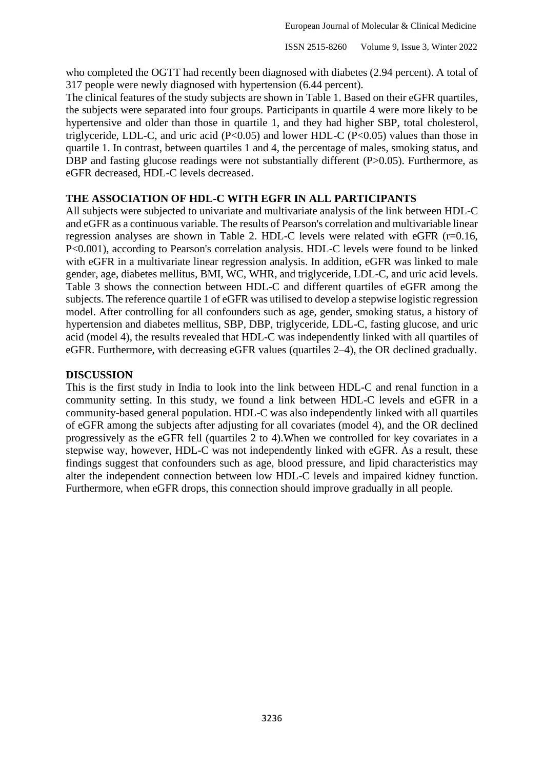who completed the OGTT had recently been diagnosed with diabetes (2.94 percent). A total of 317 people were newly diagnosed with hypertension (6.44 percent).

The clinical features of the study subjects are shown in Table 1. Based on their eGFR quartiles, the subjects were separated into four groups. Participants in quartile 4 were more likely to be hypertensive and older than those in quartile 1, and they had higher SBP, total cholesterol, triglyceride, LDL-C, and uric acid ($P<0.05$) and lower HDL-C ($P<0.05$) values than those in quartile 1. In contrast, between quartiles 1 and 4, the percentage of males, smoking status, and DBP and fasting glucose readings were not substantially different ($P>0.05$). Furthermore, as eGFR decreased, HDL-C levels decreased.

## THE ASSOCIATION OF HDL-C WITH EGFR IN ALL PARTICIPANTS

All subjects were subjected to univariate and multivariate analysis of the link between HDL-C and eGFR as a continuous variable. The results of Pearson's correlation and multivariable linear regression analyses are shown in Table 2. HDL-C levels were related with eGFR ($r=0.16$, $P<0.001$), according to Pearson's correlation analysis. HDL-C levels were found to be linked with eGFR in a multivariate linear regression analysis. In addition, eGFR was linked to male gender, age, diabetes mellitus, BMI, WC, WHR, and triglyceride, LDL-C, and uric acid levels. Table 3 shows the connection between HDL-C and different quartiles of eGFR among the subjects. The reference quartile 1 of eGFR was utilised to develop a stepwise logistic regression model. After controlling for all confounders such as age, gender, smoking status, a history of hypertension and diabetes mellitus, SBP, DBP, triglyceride, LDL-C, fasting glucose, and uric acid (model 4), the results revealed that HDL-C was independently linked with all quartiles of eGFR. Furthermore, with decreasing eGFR values (quartiles 2–4), the OR declined gradually.

## DISCUSSION

This is the first study in India to look into the link between HDL-C and renal function in a community setting. In this study, we found a link between HDL-C levels and eGFR in a community-based general population. HDL-C was also independently linked with all quartiles of eGFR among the subjects after adjusting for all covariates (model 4), and the OR declined progressively as the eGFR fell (quartiles 2 to 4).When we controlled for key covariates in a stepwise way, however, HDL-C was not independently linked with eGFR. As a result, these findings suggest that confounders such as age, blood pressure, and lipid characteristics may alter the independent connection between low HDL-C levels and impaired kidney function. Furthermore, when eGFR drops, this connection should improve gradually in all people.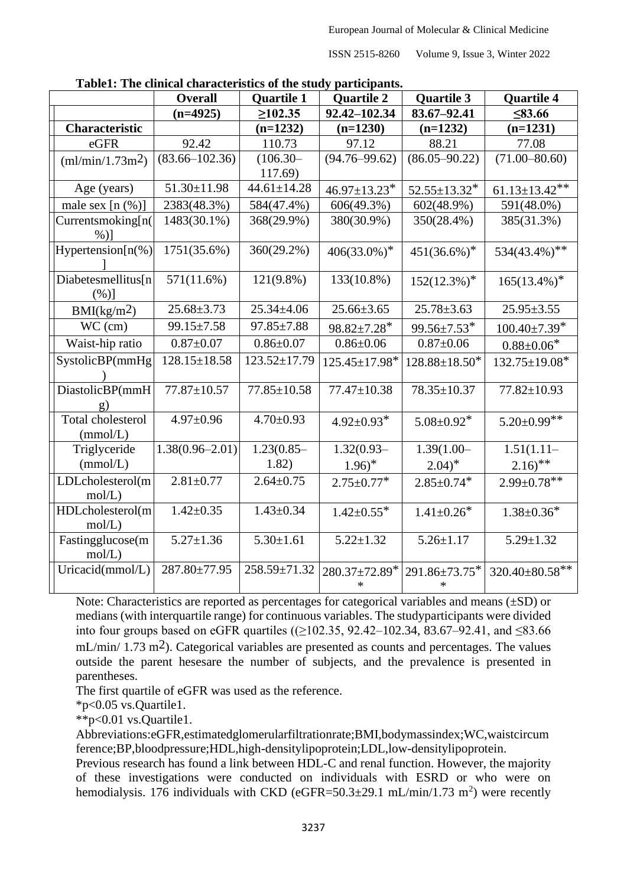**Table1: The clinical characteristics of the study participants.**

| Characteristic | Overall (n=4925) | Quartile 1 ≥102.35 (n=1232) | Quartile 2 92.42–102.34 (n=1230) | Quartile 3 83.67–92.41 (n=1232) | Quartile 4 ≤83.66 (n=1231) |
|---|---|---|---|---|---|
| eGFR (ml/min/1.73m$^2$) | 92.42 (83.66–102.36) | 110.73 (106.30–117.69) | 97.12 (94.76–99.62) | 88.21 (86.05–90.22) | 77.08 (71.00–80.60) |
| Age (years) | 51.30±11.98 | 44.61±14.28 | 46.97±13.23* | 52.55±13.32* | 61.13±13.42** |
| male sex [n (%)] | 2383(48.3%) | 584(47.4%) | 606(49.3%) | 602(48.9%) | 591(48.0%) |
| Currentsmoking[n(%)] | 1483(30.1%) | 368(29.9%) | 380(30.9%) | 350(28.4%) | 385(31.3%) |
| Hypertension[n(%)] | 1751(35.6%) | 360(29.2%) | 406(33.0%)* | 451(36.6%)* | 534(43.4%)** |
| Diabetesmellitus[n(%)] | 571(11.6%) | 121(9.8%) | 133(10.8%) | 152(12.3%)* | 165(13.4%)* |
| BMI(kg/m$^2$) | 25.68±3.73 | 25.34±4.06 | 25.66±3.65 | 25.78±3.63 | 25.95±3.55 |
| WC (cm) | 99.15±7.58 | 97.85±7.88 | 98.82±7.28* | 99.56±7.53* | 100.40±7.39* |
| Waist-hip ratio | 0.87±0.07 | 0.86±0.07 | 0.86±0.06 | 0.87±0.06 | 0.88±0.06* |
| SystolicBP(mmHg) | 128.15±18.58 | 123.52±17.79 | 125.45±17.98* | 128.88±18.50* | 132.75±19.08* |
| DiastolicBP(mmHg) | 77.87±10.57 | 77.85±10.58 | 77.47±10.38 | 78.35±10.37 | 77.82±10.93 |
| Total cholesterol (mmol/L) | 4.97±0.96 | 4.70±0.93 | 4.92±0.93* | 5.08±0.92* | 5.20±0.99** |
| Triglyceride (mmol/L) | 1.38(0.96–2.01) | 1.23(0.85–1.82) | 1.32(0.93–1.96)* | 1.39(1.00–2.04)* | 1.51(1.11–2.16)** |
| LDLcholesterol(mmol/L) | 2.81±0.77 | 2.64±0.75 | 2.75±0.77* | 2.85±0.74* | 2.99±0.78** |
| HDLcholesterol(mmol/L) | 1.42±0.35 | 1.43±0.34 | 1.42±0.55* | 1.41±0.26* | 1.38±0.36* |
| Fastingglucose(mmol/L) | 5.27±1.36 | 5.30±1.61 | 5.22±1.32 | 5.26±1.17 | 5.29±1.32 |
| Uricacid(mmol/L) | 287.80±77.95 | 258.59±71.32 | 280.37±72.89** | 291.86±73.75** | 320.40±80.58** |

Note: Characteristics are reported as percentages for categorical variables and means (±SD) or medians (with interquartile range) for continuous variables. The studyparticipants were divided into four groups based on eGFR quartiles ((≥102.35, 92.42–102.34, 83.67–92.41, and ≤83.66 mL/min/ 1.73 m$^2$). Categorical variables are presented as counts and percentages. The values outside the parent hesesare the number of subjects, and the prevalence is presented in parentheses.

The first quartile of eGFR was used as the reference.

*p<0.05 vs.Quartile1.

**p<0.01 vs.Quartile1.

Abbreviations:eGFR,estimatedglomerularfiltrationrate;BMI,bodymassindex;WC,waistcircumference;BP,bloodpressure;HDL,high-densitylipoprotein;LDL,low-densitylipoprotein.

Previous research has found a link between HDL-C and renal function. However, the majority of these investigations were conducted on individuals with ESRD or who were on hemodialysis. 176 individuals with CKD (eGFR=50.3±29.1 mL/min/1.73 m$^2$) were recently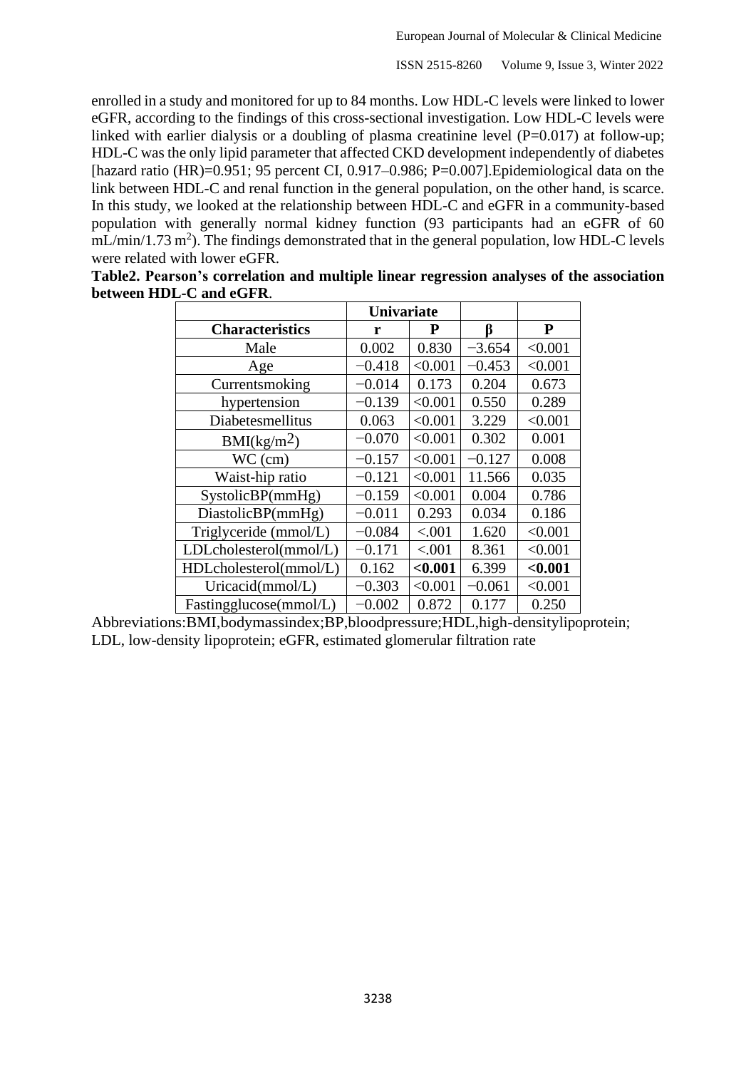enrolled in a study and monitored for up to 84 months. Low HDL-C levels were linked to lower eGFR, according to the findings of this cross-sectional investigation. Low HDL-C levels were linked with earlier dialysis or a doubling of plasma creatinine level (P=0.017) at follow-up; HDL-C was the only lipid parameter that affected CKD development independently of diabetes [hazard ratio (HR)=0.951; 95 percent CI, 0.917–0.986; P=0.007].Epidemiological data on the link between HDL-C and renal function in the general population, on the other hand, is scarce. In this study, we looked at the relationship between HDL-C and eGFR in a community-based population with generally normal kidney function (93 participants had an eGFR of 60 mL/min/1.73 $m^2$). The findings demonstrated that in the general population, low HDL-C levels were related with lower eGFR.

**Table2. Pearson's correlation and multiple linear regression analyses of the association between HDL-C and eGFR**.

| | **Univariate** | | | |
|---|---|---|---|---|
| **Characteristics** | **r** | **P** | **β** | **P** |
| Male | 0.002 | 0.830 | −3.654 | <0.001 |
| Age | −0.418 | <0.001 | −0.453 | <0.001 |
| Currentsmoking | −0.014 | 0.173 | 0.204 | 0.673 |
| hypertension | −0.139 | <0.001 | 0.550 | 0.289 |
| Diabetesmellitus | 0.063 | <0.001 | 3.229 | <0.001 |
| BMI(kg/$m^2$) | −0.070 | <0.001 | 0.302 | 0.001 |
| WC (cm) | −0.157 | <0.001 | −0.127 | 0.008 |
| Waist-hip ratio | −0.121 | <0.001 | 11.566 | 0.035 |
| SystolicBP(mmHg) | −0.159 | <0.001 | 0.004 | 0.786 |
| DiastolicBP(mmHg) | −0.011 | 0.293 | 0.034 | 0.186 |
| Triglyceride (mmol/L) | −0.084 | <.001 | 1.620 | <0.001 |
| LDLcholesterol(mmol/L) | −0.171 | <.001 | 8.361 | <0.001 |
| HDLcholesterol(mmol/L) | 0.162 | **<0.001** | 6.399 | **<0.001** |
| Uricacid(mmol/L) | −0.303 | <0.001 | −0.061 | <0.001 |
| Fastingglucose(mmol/L) | −0.002 | 0.872 | 0.177 | 0.250 |

Abbreviations:BMI,bodymassindex;BP,bloodpressure;HDL,high-densitylipoprotein; LDL, low-density lipoprotein; eGFR, estimated glomerular filtration rate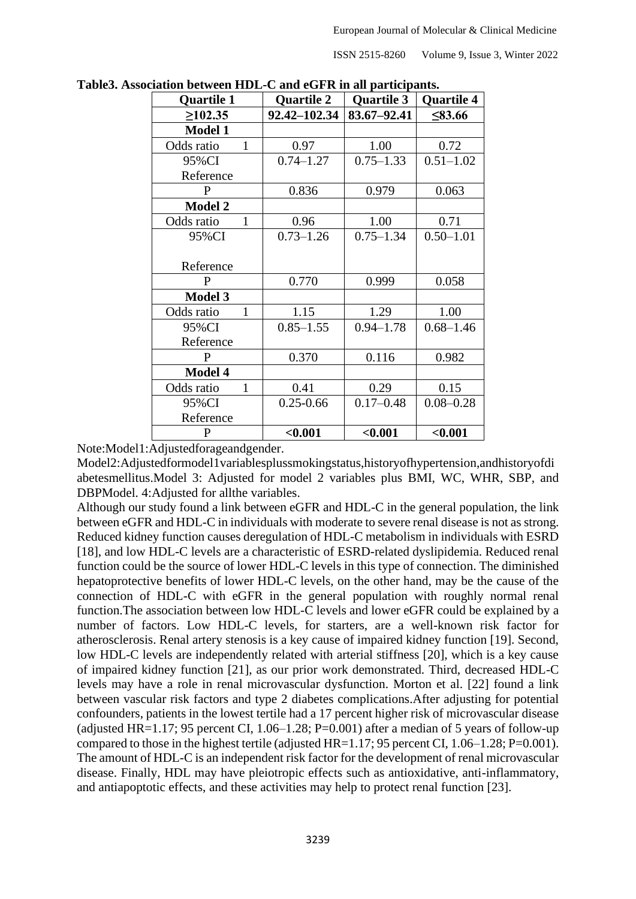**Table3. Association between HDL-C and eGFR in all participants.**

| Quartile 1 | Quartile 2 | Quartile 3 | Quartile 4 |
|---|---|---|---|
| **≥102.35** | **92.42–102.34** | **83.67–92.41** | **≤83.66** |
| **Model 1** | | | |
| Odds ratio 1 | 0.97 | 1.00 | 0.72 |
| 95%CI Reference | 0.74–1.27 | 0.75–1.33 | 0.51–1.02 |
| P | 0.836 | 0.979 | 0.063 |
| **Model 2** | | | |
| Odds ratio 1 | 0.96 | 1.00 | 0.71 |
| 95%CI Reference | 0.73–1.26 | 0.75–1.34 | 0.50–1.01 |
| P | 0.770 | 0.999 | 0.058 |
| **Model 3** | | | |
| Odds ratio 1 | 1.15 | 1.29 | 1.00 |
| 95%CI Reference | 0.85–1.55 | 0.94–1.78 | 0.68–1.46 |
| P | 0.370 | 0.116 | 0.982 |
| **Model 4** | | | |
| Odds ratio 1 | 0.41 | 0.29 | 0.15 |
| 95%CI Reference | 0.25-0.66 | 0.17–0.48 | 0.08–0.28 |
| P | **<0.001** | **<0.001** | **<0.001** |

Note:Model1:Adjustedforageandgender.
Model2:Adjustedformodel1variablesplussmokingstatus,historyofhypertension,andhistoryofdiabetesmellitus.Model 3: Adjusted for model 2 variables plus BMI, WC, WHR, SBP, and DBPModel. 4:Adjusted for allthe variables.

Although our study found a link between eGFR and HDL-C in the general population, the link between eGFR and HDL-C in individuals with moderate to severe renal disease is not as strong. Reduced kidney function causes deregulation of HDL-C metabolism in individuals with ESRD [18], and low HDL-C levels are a characteristic of ESRD-related dyslipidemia. Reduced renal function could be the source of lower HDL-C levels in this type of connection. The diminished hepatoprotective benefits of lower HDL-C levels, on the other hand, may be the cause of the connection of HDL-C with eGFR in the general population with roughly normal renal function.The association between low HDL-C levels and lower eGFR could be explained by a number of factors. Low HDL-C levels, for starters, are a well-known risk factor for atherosclerosis. Renal artery stenosis is a key cause of impaired kidney function [19]. Second, low HDL-C levels are independently related with arterial stiffness [20], which is a key cause of impaired kidney function [21], as our prior work demonstrated. Third, decreased HDL-C levels may have a role in renal microvascular dysfunction. Morton et al. [22] found a link between vascular risk factors and type 2 diabetes complications.After adjusting for potential confounders, patients in the lowest tertile had a 17 percent higher risk of microvascular disease (adjusted HR=1.17; 95 percent CI, 1.06–1.28; P=0.001) after a median of 5 years of follow-up compared to those in the highest tertile (adjusted HR=1.17; 95 percent CI, 1.06–1.28; P=0.001). The amount of HDL-C is an independent risk factor for the development of renal microvascular disease. Finally, HDL may have pleiotropic effects such as antioxidative, anti-inflammatory, and antiapoptotic effects, and these activities may help to protect renal function [23].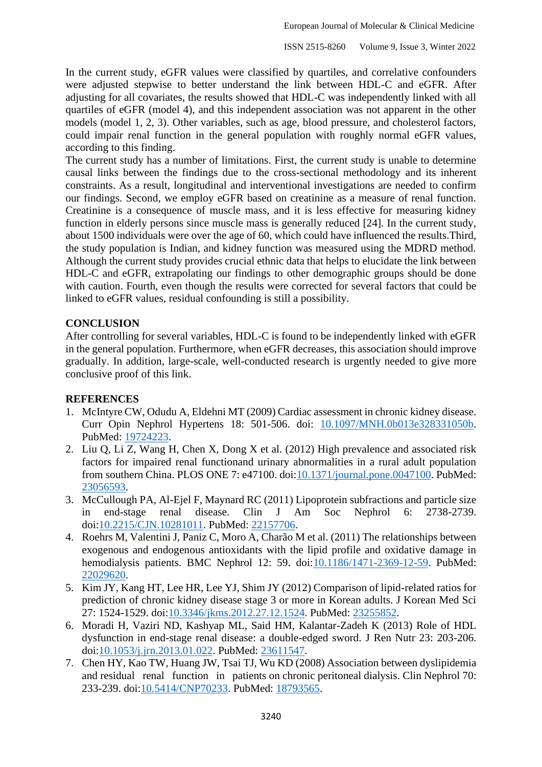In the current study, eGFR values were classified by quartiles, and correlative confounders were adjusted stepwise to better understand the link between HDL-C and eGFR. After adjusting for all covariates, the results showed that HDL-C was independently linked with all quartiles of eGFR (model 4), and this independent association was not apparent in the other models (model 1, 2, 3). Other variables, such as age, blood pressure, and cholesterol factors, could impair renal function in the general population with roughly normal eGFR values, according to this finding.

The current study has a number of limitations. First, the current study is unable to determine causal links between the findings due to the cross-sectional methodology and its inherent constraints. As a result, longitudinal and interventional investigations are needed to confirm our findings. Second, we employ eGFR based on creatinine as a measure of renal function. Creatinine is a consequence of muscle mass, and it is less effective for measuring kidney function in elderly persons since muscle mass is generally reduced [24]. In the current study, about 1500 individuals were over the age of 60, which could have influenced the results.Third, the study population is Indian, and kidney function was measured using the MDRD method. Although the current study provides crucial ethnic data that helps to elucidate the link between HDL-C and eGFR, extrapolating our findings to other demographic groups should be done with caution. Fourth, even though the results were corrected for several factors that could be linked to eGFR values, residual confounding is still a possibility.

## CONCLUSION

After controlling for several variables, HDL-C is found to be independently linked with eGFR in the general population. Furthermore, when eGFR decreases, this association should improve gradually. In addition, large-scale, well-conducted research is urgently needed to give more conclusive proof of this link.

## REFERENCES

1. McIntyre CW, Odudu A, Eldehni MT (2009) Cardiac assessment in chronic kidney disease. Curr Opin Nephrol Hypertens 18: 501-506. doi: 10.1097/MNH.0b013e328331050b. PubMed: 19724223.
2. Liu Q, Li Z, Wang H, Chen X, Dong X et al. (2012) High prevalence and associated risk factors for impaired renal functionand urinary abnormalities in a rural adult population from southern China. PLOS ONE 7: e47100. doi:10.1371/journal.pone.0047100. PubMed: 23056593.
3. McCullough PA, Al-Ejel F, Maynard RC (2011) Lipoprotein subfractions and particle size in end-stage renal disease. Clin J Am Soc Nephrol 6: 2738-2739. doi:10.2215/CJN.10281011. PubMed: 22157706.
4. Roehrs M, Valentini J, Paniz C, Moro A, Charão M et al. (2011) The relationships between exogenous and endogenous antioxidants with the lipid profile and oxidative damage in hemodialysis patients. BMC Nephrol 12: 59. doi:10.1186/1471-2369-12-59. PubMed: 22029620.
5. Kim JY, Kang HT, Lee HR, Lee YJ, Shim JY (2012) Comparison of lipid-related ratios for prediction of chronic kidney disease stage 3 or more in Korean adults. J Korean Med Sci 27: 1524-1529. doi:10.3346/jkms.2012.27.12.1524. PubMed: 23255852.
6. Moradi H, Vaziri ND, Kashyap ML, Said HM, Kalantar-Zadeh K (2013) Role of HDL dysfunction in end-stage renal disease: a double-edged sword. J Ren Nutr 23: 203-206. doi:10.1053/j.jrn.2013.01.022. PubMed: 23611547.
7. Chen HY, Kao TW, Huang JW, Tsai TJ, Wu KD (2008) Association between dyslipidemia and residual renal function in patients on chronic peritoneal dialysis. Clin Nephrol 70: 233-239. doi:10.5414/CNP70233. PubMed: 18793565.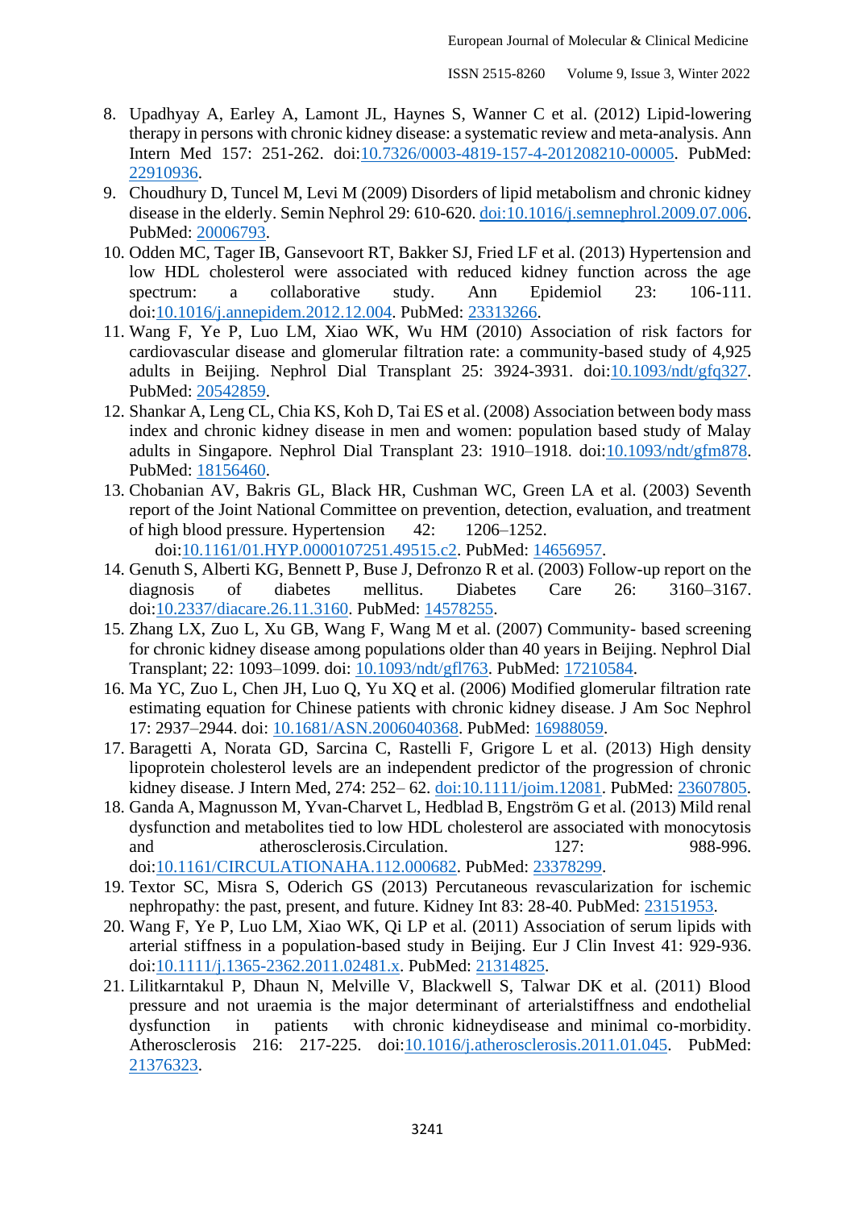8. Upadhyay A, Earley A, Lamont JL, Haynes S, Wanner C et al. (2012) Lipid-lowering therapy in persons with chronic kidney disease: a systematic review and meta-analysis. Ann Intern Med 157: 251-262. doi:10.7326/0003-4819-157-4-201208210-00005. PubMed: 22910936.
9. Choudhury D, Tuncel M, Levi M (2009) Disorders of lipid metabolism and chronic kidney disease in the elderly. Semin Nephrol 29: 610-620. doi:10.1016/j.semnephrol.2009.07.006. PubMed: 20006793.
10. Odden MC, Tager IB, Gansevoort RT, Bakker SJ, Fried LF et al. (2013) Hypertension and low HDL cholesterol were associated with reduced kidney function across the age spectrum: a collaborative study. Ann Epidemiol 23: 106-111. doi:10.1016/j.annepidem.2012.12.004. PubMed: 23313266.
11. Wang F, Ye P, Luo LM, Xiao WK, Wu HM (2010) Association of risk factors for cardiovascular disease and glomerular filtration rate: a community-based study of 4,925 adults in Beijing. Nephrol Dial Transplant 25: 3924-3931. doi:10.1093/ndt/gfq327. PubMed: 20542859.
12. Shankar A, Leng CL, Chia KS, Koh D, Tai ES et al. (2008) Association between body mass index and chronic kidney disease in men and women: population based study of Malay adults in Singapore. Nephrol Dial Transplant 23: 1910–1918. doi:10.1093/ndt/gfm878. PubMed: 18156460.
13. Chobanian AV, Bakris GL, Black HR, Cushman WC, Green LA et al. (2003) Seventh report of the Joint National Committee on prevention, detection, evaluation, and treatment of high blood pressure. Hypertension 42: 1206–1252. doi:10.1161/01.HYP.0000107251.49515.c2. PubMed: 14656957.
14. Genuth S, Alberti KG, Bennett P, Buse J, Defronzo R et al. (2003) Follow-up report on the diagnosis of diabetes mellitus. Diabetes Care 26: 3160–3167. doi:10.2337/diacare.26.11.3160. PubMed: 14578255.
15. Zhang LX, Zuo L, Xu GB, Wang F, Wang M et al. (2007) Community- based screening for chronic kidney disease among populations older than 40 years in Beijing. Nephrol Dial Transplant; 22: 1093–1099. doi: 10.1093/ndt/gfl763. PubMed: 17210584.
16. Ma YC, Zuo L, Chen JH, Luo Q, Yu XQ et al. (2006) Modified glomerular filtration rate estimating equation for Chinese patients with chronic kidney disease. J Am Soc Nephrol 17: 2937–2944. doi: 10.1681/ASN.2006040368. PubMed: 16988059.
17. Baragetti A, Norata GD, Sarcina C, Rastelli F, Grigore L et al. (2013) High density lipoprotein cholesterol levels are an independent predictor of the progression of chronic kidney disease. J Intern Med, 274: 252– 62. doi:10.1111/joim.12081. PubMed: 23607805.
18. Ganda A, Magnusson M, Yvan-Charvet L, Hedblad B, Engström G et al. (2013) Mild renal dysfunction and metabolites tied to low HDL cholesterol are associated with monocytosis and atherosclerosis.Circulation. 127: 988-996. doi:10.1161/CIRCULATIONAHA.112.000682. PubMed: 23378299.
19. Textor SC, Misra S, Oderich GS (2013) Percutaneous revascularization for ischemic nephropathy: the past, present, and future. Kidney Int 83: 28-40. PubMed: 23151953.
20. Wang F, Ye P, Luo LM, Xiao WK, Qi LP et al. (2011) Association of serum lipids with arterial stiffness in a population-based study in Beijing. Eur J Clin Invest 41: 929-936. doi:10.1111/j.1365-2362.2011.02481.x. PubMed: 21314825.
21. Lilitkarntakul P, Dhaun N, Melville V, Blackwell S, Talwar DK et al. (2011) Blood pressure and not uraemia is the major determinant of arterialstiffness and endothelial dysfunction in patients with chronic kidneydisease and minimal co-morbidity. Atherosclerosis 216: 217-225. doi:10.1016/j.atherosclerosis.2011.01.045. PubMed: 21376323.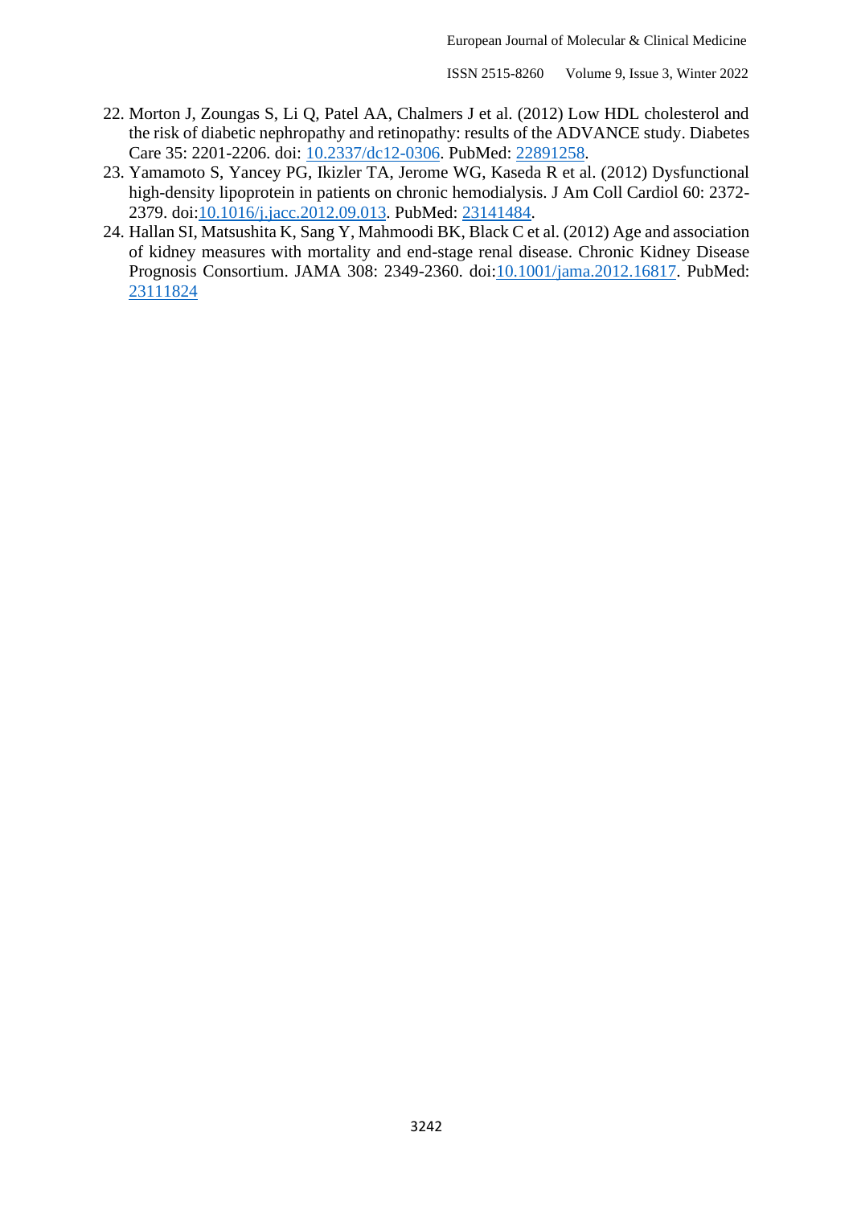22. Morton J, Zoungas S, Li Q, Patel AA, Chalmers J et al. (2012) Low HDL cholesterol and the risk of diabetic nephropathy and retinopathy: results of the ADVANCE study. Diabetes Care 35: 2201-2206. doi: 10.2337/dc12-0306. PubMed: 22891258.
23. Yamamoto S, Yancey PG, Ikizler TA, Jerome WG, Kaseda R et al. (2012) Dysfunctional high-density lipoprotein in patients on chronic hemodialysis. J Am Coll Cardiol 60: 2372-2379. doi:10.1016/j.jacc.2012.09.013. PubMed: 23141484.
24. Hallan SI, Matsushita K, Sang Y, Mahmoodi BK, Black C et al. (2012) Age and association of kidney measures with mortality and end-stage renal disease. Chronic Kidney Disease Prognosis Consortium. JAMA 308: 2349-2360. doi:10.1001/jama.2012.16817. PubMed: 23111824